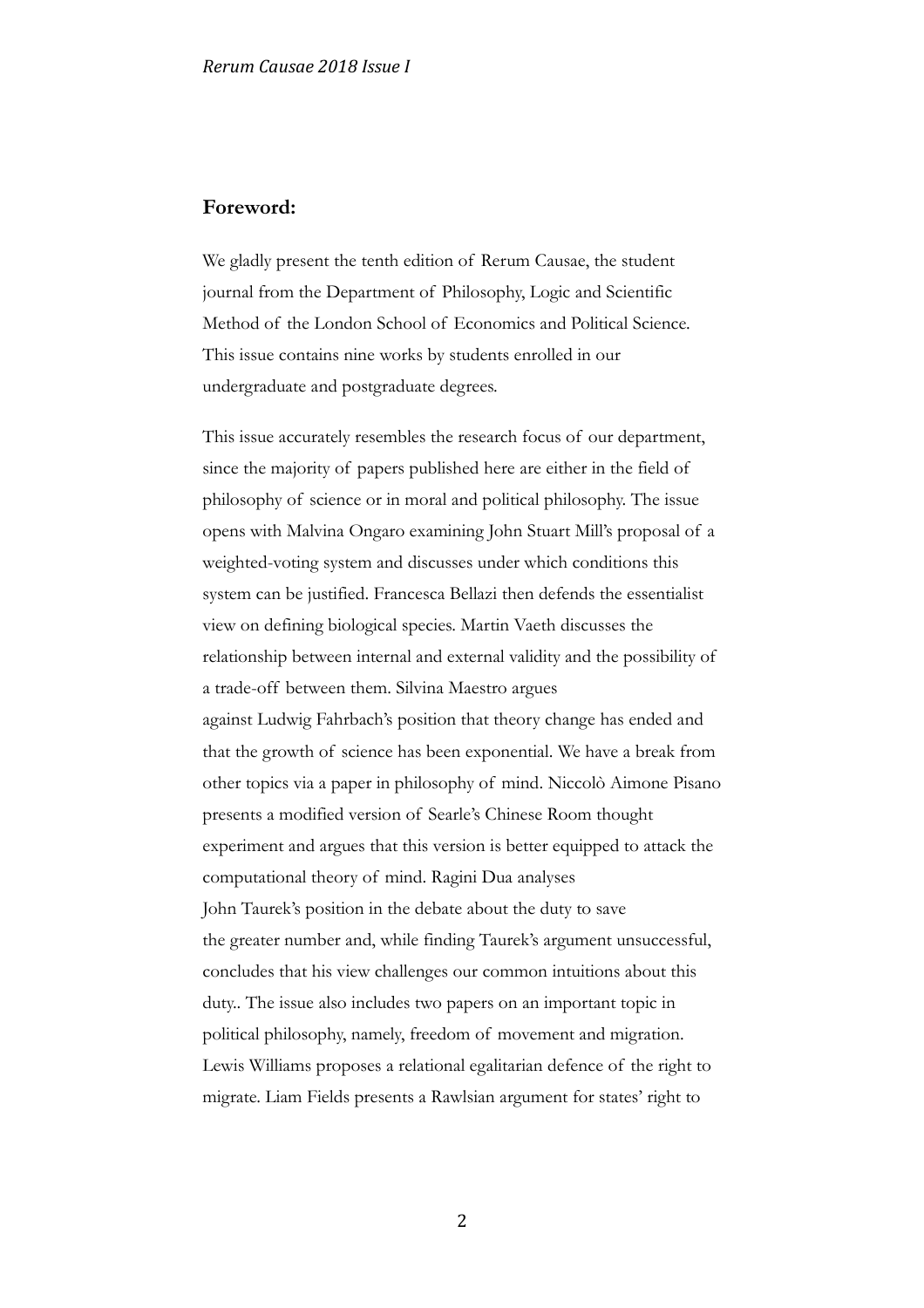## Foreword:

We gladly present the tenth edition of Rerum Causae, the student journal from the Department of Philosophy, Logic and Scientific Method of the London School of Economics and Political Science. This issue contains nine works by students enrolled in our undergraduate and postgraduate degrees.

This issue accurately resembles the research focus of our department, since the majority of papers published here are either in the field of philosophy of science or in moral and political philosophy. The issue opens with Malvina Ongaro examining John Stuart Mill's proposal of a weighted-voting system and discusses under which conditions this system can be justified. Francesca Bellazi then defends the essentialist view on defining biological species. Martin Vaeth discusses the relationship between internal and external validity and the possibility of a trade-off between them. Silvina Maestro argues against Ludwig Fahrbach's position that theory change has ended and that the growth of science has been exponential. We have a break from other topics via a paper in philosophy of mind. Niccolò Aimone Pisano presents a modified version of Searle's Chinese Room thought experiment and argues that this version is better equipped to attack the computational theory of mind. Ragini Dua analyses John Taurek's position in the debate about the duty to save the greater number and, while finding Taurek's argument unsuccessful, concludes that his view challenges our common intuitions about this duty.. The issue also includes two papers on an important topic in political philosophy, namely, freedom of movement and migration. Lewis Williams proposes a relational egalitarian defence of the right to migrate. Liam Fields presents a Rawlsian argument for states' right to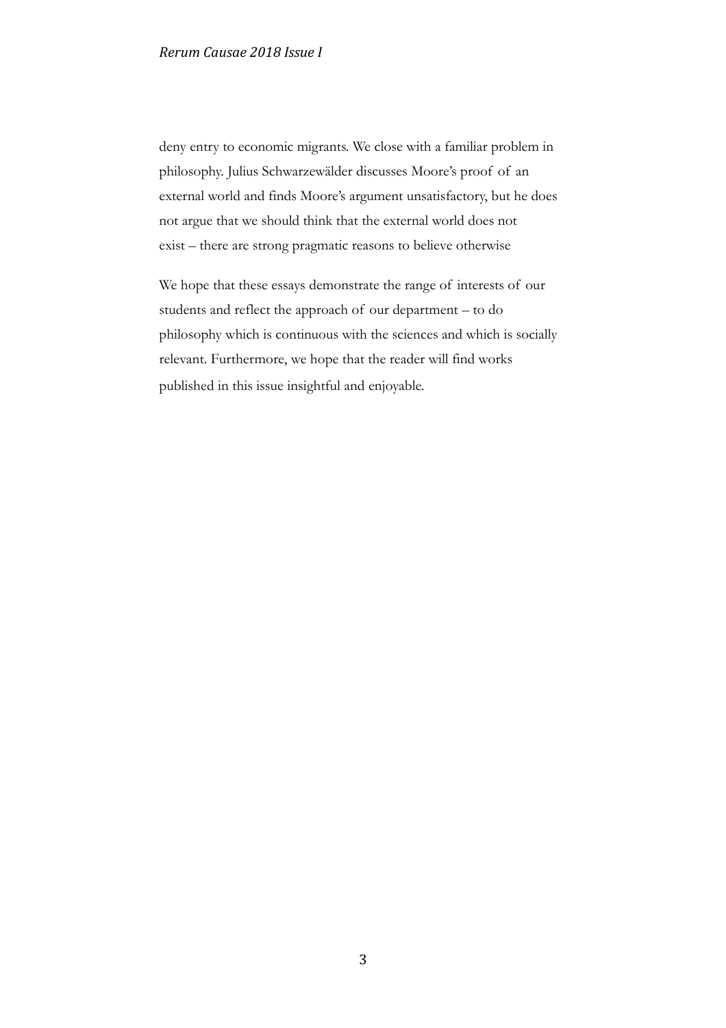deny entry to economic migrants. We close with a familiar problem in philosophy. Julius Schwarzewälder discusses Moore's proof of an external world and finds Moore's argument unsatisfactory, but he does not argue that we should think that the external world does not exist – there are strong pragmatic reasons to believe otherwise

We hope that these essays demonstrate the range of interests of our students and reflect the approach of our department – to do philosophy which is continuous with the sciences and which is socially relevant. Furthermore, we hope that the reader will find works published in this issue insightful and enjoyable.